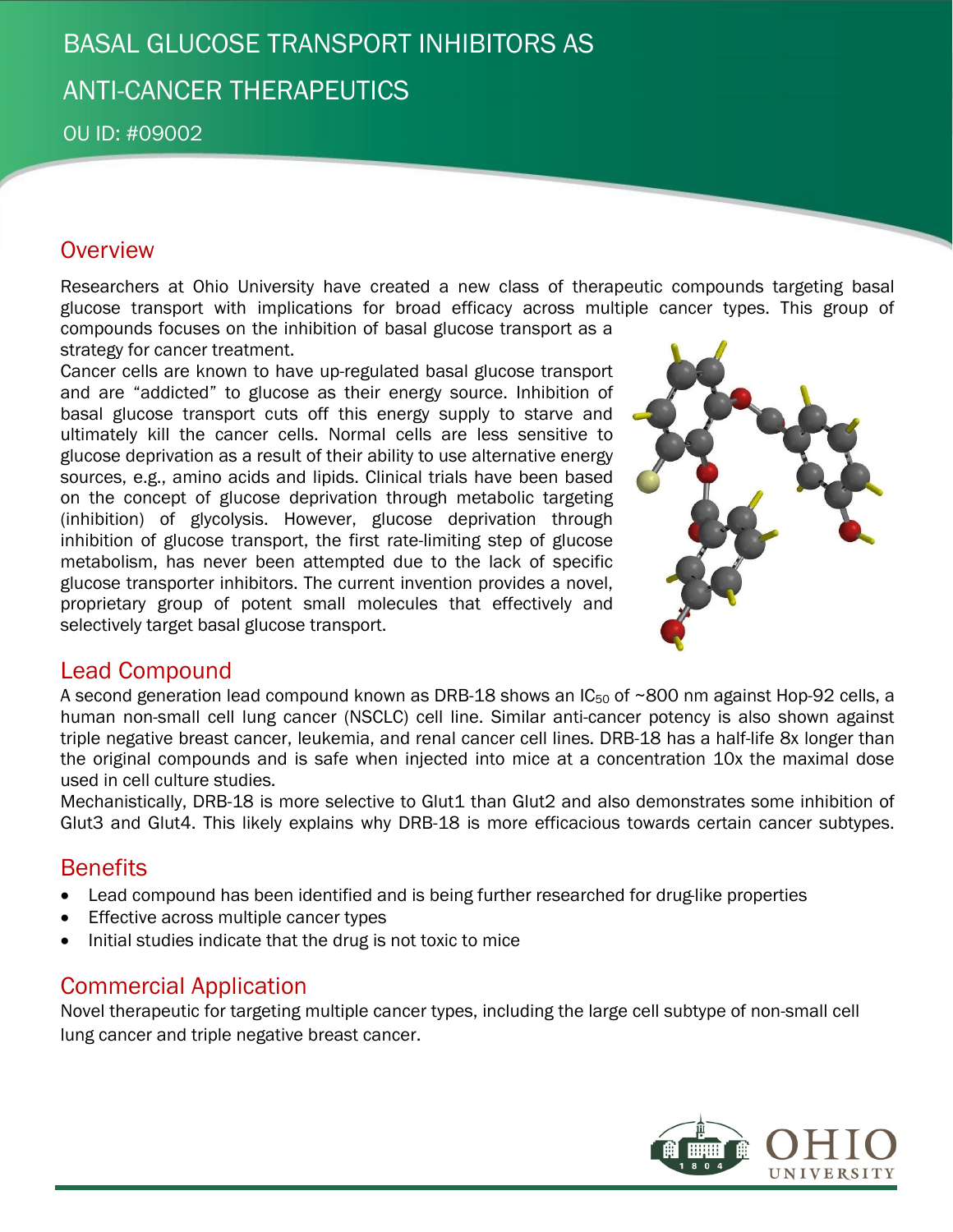# BASAL GLUCOSE TRANSPORT INHIBITORS AS ANTI-CANCER THERAPEUTICS

OU ID: #09002

## Overview

Researchers at Ohio University have created a new class of therapeutic compounds targeting basal glucose transport with implications for broad efficacy across multiple cancer types. This group of compounds focuses on the inhibition of basal glucose transport as a strategy for cancer treatment.

Cancer cells are known to have up-regulated basal glucose transport and are "addicted" to glucose as their energy source. Inhibition of basal glucose transport cuts off this energy supply to starve and ultimately kill the cancer cells. Normal cells are less sensitive to glucose deprivation as a result of their ability to use alternative energy sources, e.g., amino acids and lipids. Clinical trials have been based on the concept of glucose deprivation through metabolic targeting (inhibition) of glycolysis. However, glucose deprivation through inhibition of glucose transport, the first rate-limiting step of glucose metabolism, has never been attempted due to the lack of specific glucose transporter inhibitors. The current invention provides a novel, proprietary group of potent small molecules that effectively and selectively target basal glucose transport.

## Lead Compound

A second generation lead compound known as DRB-18 shows an $IC_{50}$ of ~800 nm against Hop-92 cells, a human non-small cell lung cancer (NSCLC) cell line. Similar anti-cancer potency is also shown against triple negative breast cancer, leukemia, and renal cancer cell lines. DRB-18 has a half-life 8x longer than the original compounds and is safe when injected into mice at a concentration 10x the maximal dose used in cell culture studies.

Mechanistically, DRB-18 is more selective to Glut1 than Glut2 and also demonstrates some inhibition of Glut3 and Glut4. This likely explains why DRB-18 is more efficacious towards certain cancer subtypes.

## Benefits

- Lead compound has been identified and is being further researched for drug-like properties
- Effective across multiple cancer types
- Initial studies indicate that the drug is not toxic to mice

## Commercial Application

Novel therapeutic for targeting multiple cancer types, including the large cell subtype of non-small cell lung cancer and triple negative breast cancer.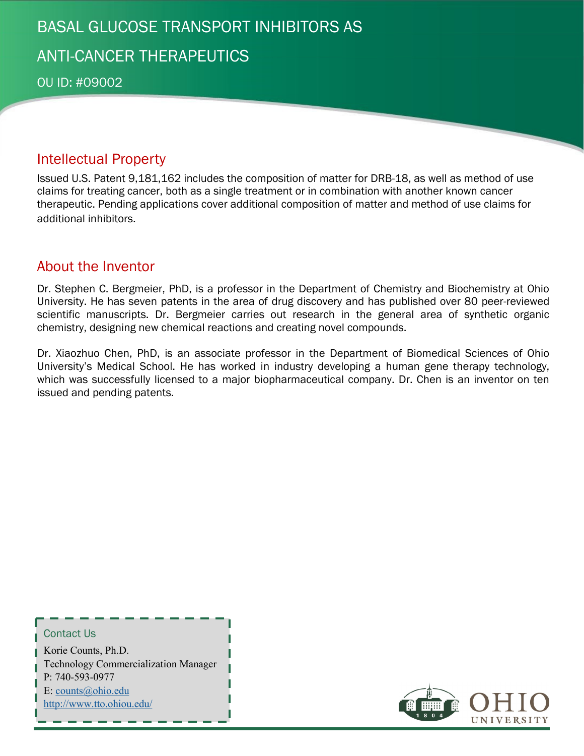# BASAL GLUCOSE TRANSPORT INHIBITORS AS ANTI-CANCER THERAPEUTICS

OU ID: #09002

## Intellectual Property

Issued U.S. Patent 9,181,162 includes the composition of matter for DRB-18, as well as method of use claims for treating cancer, both as a single treatment or in combination with another known cancer therapeutic. Pending applications cover additional composition of matter and method of use claims for additional inhibitors.

## About the Inventor

Dr. Stephen C. Bergmeier, PhD, is a professor in the Department of Chemistry and Biochemistry at Ohio University. He has seven patents in the area of drug discovery and has published over 80 peer-reviewed scientific manuscripts. Dr. Bergmeier carries out research in the general area of synthetic organic chemistry, designing new chemical reactions and creating novel compounds.

Dr. Xiaozhuo Chen, PhD, is an associate professor in the Department of Biomedical Sciences of Ohio University's Medical School. He has worked in industry developing a human gene therapy technology, which was successfully licensed to a major biopharmaceutical company. Dr. Chen is an inventor on ten issued and pending patents.

### Contact Us

Korie Counts, Ph.D.
Technology Commercialization Manager
P: 740-593-0977
E: counts@ohio.edu
http://www.tto.ohiou.edu/

OHIO UNIVERSITY